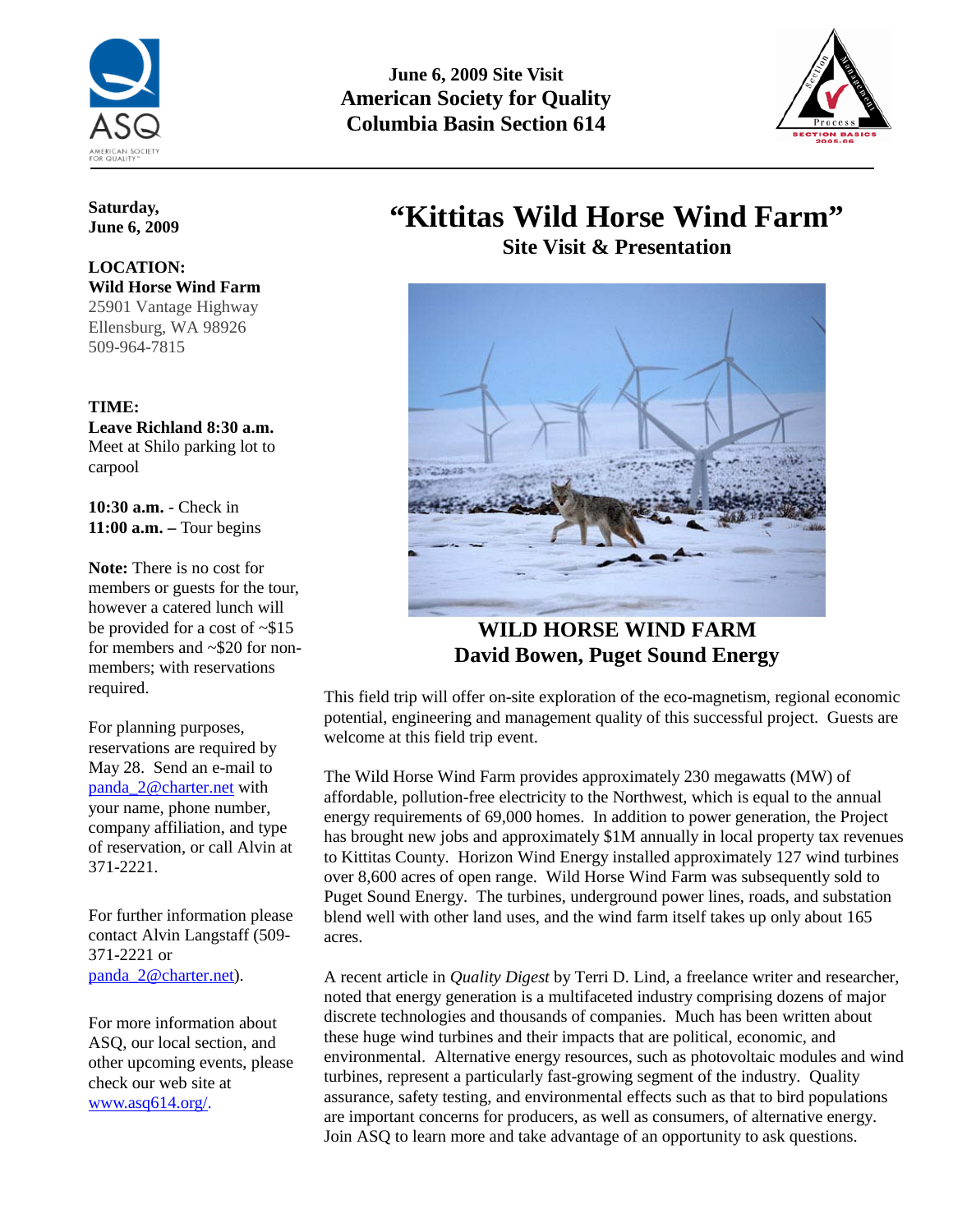**June 6, 2009 Site Visit**
**American Society for Quality**
**Columbia Basin Section 614**

**Saturday, June 6, 2009**

**LOCATION:**
**Wild Horse Wind Farm**
25901 Vantage Highway
Ellensburg, WA 98926
509-964-7815

**TIME:**
**Leave Richland 8:30 a.m.**
Meet at Shilo parking lot to carpool

**10:30 a.m.** - Check in
**11:00 a.m. –** Tour begins

**Note:** There is no cost for members or guests for the tour, however a catered lunch will be provided for a cost of ~$15 for members and ~$20 for non-members; with reservations required.

For planning purposes, reservations are required by May 28. Send an e-mail to panda_2@charter.net with your name, phone number, company affiliation, and type of reservation, or call Alvin at 371-2221.

For further information please contact Alvin Langstaff (509-371-2221 or panda_2@charter.net).

For more information about ASQ, our local section, and other upcoming events, please check our web site at www.asq614.org/.

# "Kittitas Wild Horse Wind Farm"

## Site Visit & Presentation

**WILD HORSE WIND FARM**
**David Bowen, Puget Sound Energy**

This field trip will offer on-site exploration of the eco-magnetism, regional economic potential, engineering and management quality of this successful project. Guests are welcome at this field trip event.

The Wild Horse Wind Farm provides approximately 230 megawatts (MW) of affordable, pollution-free electricity to the Northwest, which is equal to the annual energy requirements of 69,000 homes. In addition to power generation, the Project has brought new jobs and approximately $1M annually in local property tax revenues to Kittitas County. Horizon Wind Energy installed approximately 127 wind turbines over 8,600 acres of open range. Wild Horse Wind Farm was subsequently sold to Puget Sound Energy. The turbines, underground power lines, roads, and substation blend well with other land uses, and the wind farm itself takes up only about 165 acres.

A recent article in *Quality Digest* by Terri D. Lind, a freelance writer and researcher, noted that energy generation is a multifaceted industry comprising dozens of major discrete technologies and thousands of companies. Much has been written about these huge wind turbines and their impacts that are political, economic, and environmental. Alternative energy resources, such as photovoltaic modules and wind turbines, represent a particularly fast-growing segment of the industry. Quality assurance, safety testing, and environmental effects such as that to bird populations are important concerns for producers, as well as consumers, of alternative energy. Join ASQ to learn more and take advantage of an opportunity to ask questions.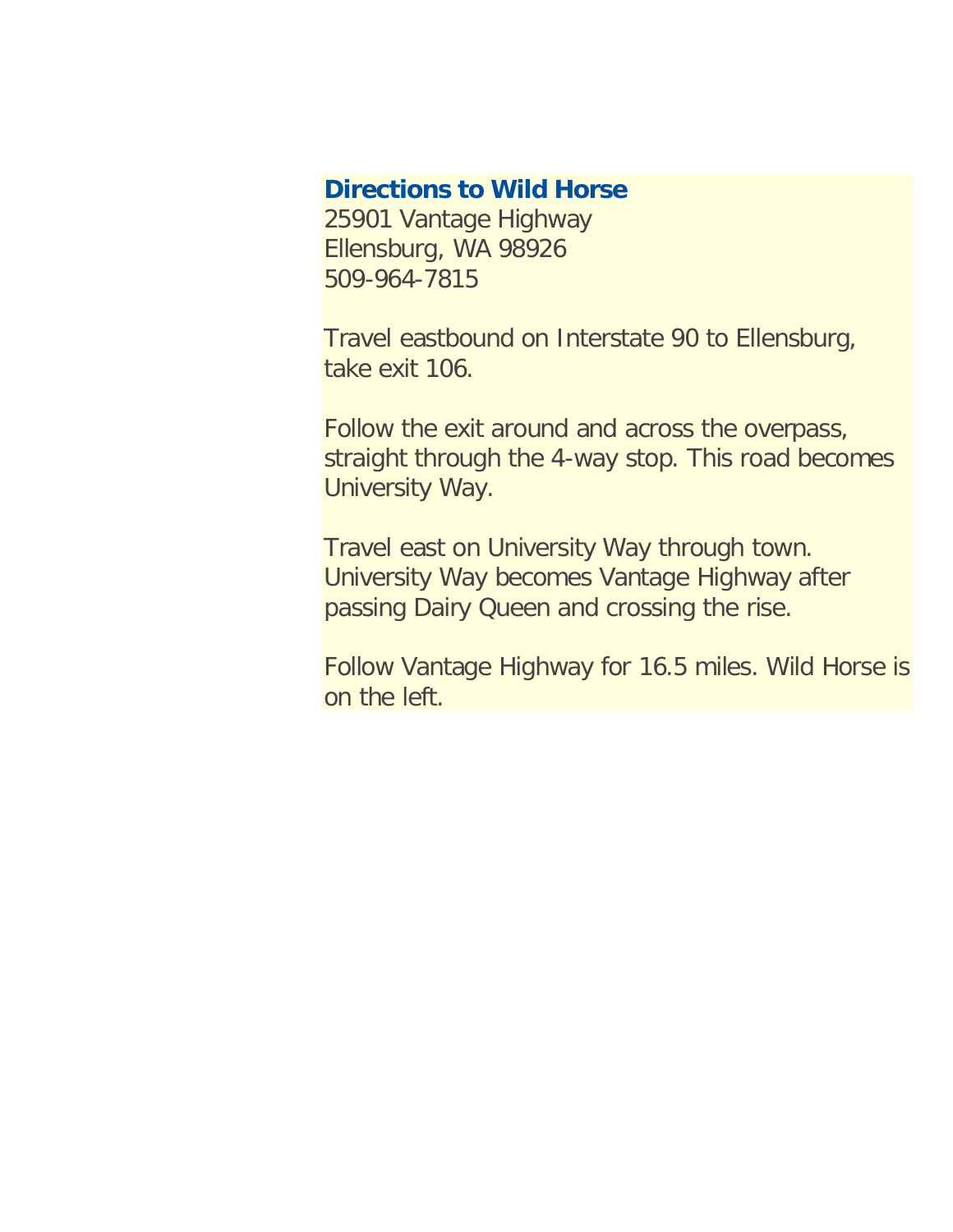## Directions to Wild Horse

25901 Vantage Highway
Ellensburg, WA 98926
509-964-7815

Travel eastbound on Interstate 90 to Ellensburg, take exit 106.

Follow the exit around and across the overpass, straight through the 4-way stop. This road becomes University Way.

Travel east on University Way through town. University Way becomes Vantage Highway after passing Dairy Queen and crossing the rise.

Follow Vantage Highway for 16.5 miles. Wild Horse is on the left.